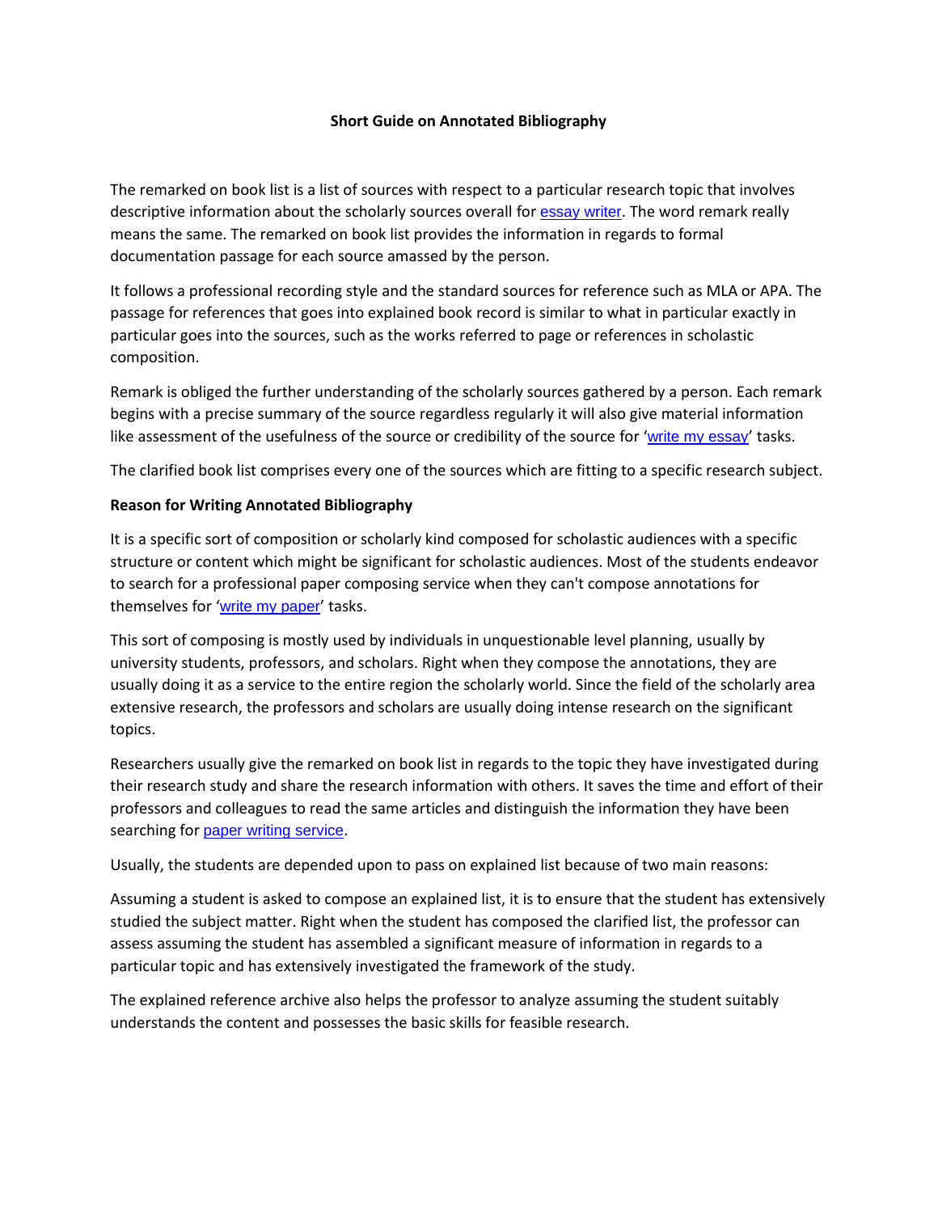# Short Guide on Annotated Bibliography

The remarked on book list is a list of sources with respect to a particular research topic that involves descriptive information about the scholarly sources overall for [essay writer](). The word remark really means the same. The remarked on book list provides the information in regards to formal documentation passage for each source amassed by the person.

It follows a professional recording style and the standard sources for reference such as MLA or APA. The passage for references that goes into explained book record is similar to what in particular exactly in particular goes into the sources, such as the works referred to page or references in scholastic composition.

Remark is obliged the further understanding of the scholarly sources gathered by a person. Each remark begins with a precise summary of the source regardless regularly it will also give material information like assessment of the usefulness of the source or credibility of the source for '[write my essay]()' tasks.

The clarified book list comprises every one of the sources which are fitting to a specific research subject.

## Reason for Writing Annotated Bibliography

It is a specific sort of composition or scholarly kind composed for scholastic audiences with a specific structure or content which might be significant for scholastic audiences. Most of the students endeavor to search for a professional paper composing service when they can't compose annotations for themselves for '[write my paper]()' tasks.

This sort of composing is mostly used by individuals in unquestionable level planning, usually by university students, professors, and scholars. Right when they compose the annotations, they are usually doing it as a service to the entire region the scholarly world. Since the field of the scholarly area extensive research, the professors and scholars are usually doing intense research on the significant topics.

Researchers usually give the remarked on book list in regards to the topic they have investigated during their research study and share the research information with others. It saves the time and effort of their professors and colleagues to read the same articles and distinguish the information they have been searching for [paper writing service]().

Usually, the students are depended upon to pass on explained list because of two main reasons:

Assuming a student is asked to compose an explained list, it is to ensure that the student has extensively studied the subject matter. Right when the student has composed the clarified list, the professor can assess assuming the student has assembled a significant measure of information in regards to a particular topic and has extensively investigated the framework of the study.

The explained reference archive also helps the professor to analyze assuming the student suitably understands the content and possesses the basic skills for feasible research.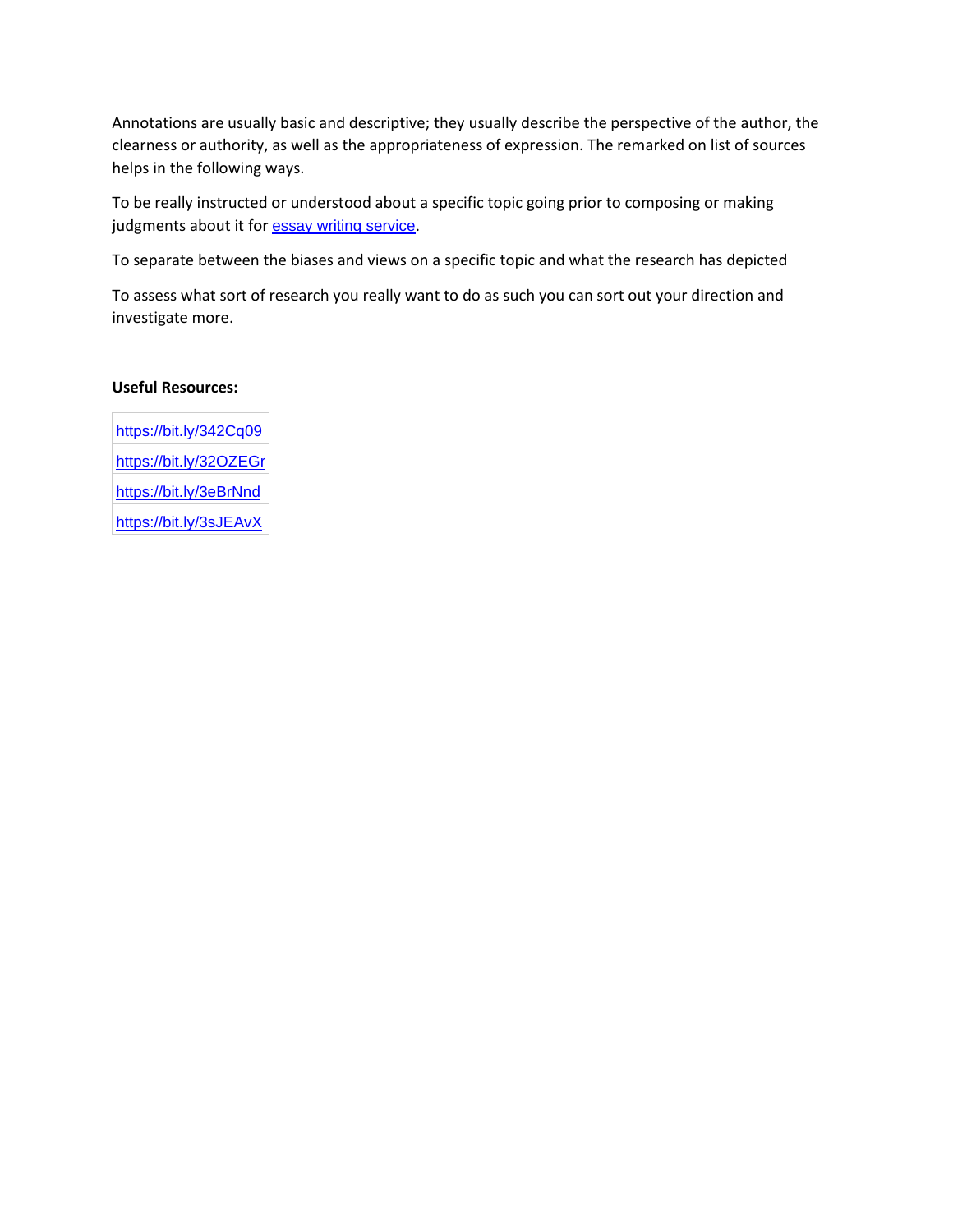Annotations are usually basic and descriptive; they usually describe the perspective of the author, the clearness or authority, as well as the appropriateness of expression. The remarked on list of sources helps in the following ways.

To be really instructed or understood about a specific topic going prior to composing or making judgments about it for essay writing service.

To separate between the biases and views on a specific topic and what the research has depicted

To assess what sort of research you really want to do as such you can sort out your direction and investigate more.

**Useful Resources:**

| |
|---|
| https://bit.ly/342Cq09 |
| https://bit.ly/32OZEGr |
| https://bit.ly/3eBrNnd |
| https://bit.ly/3sJEAvX |